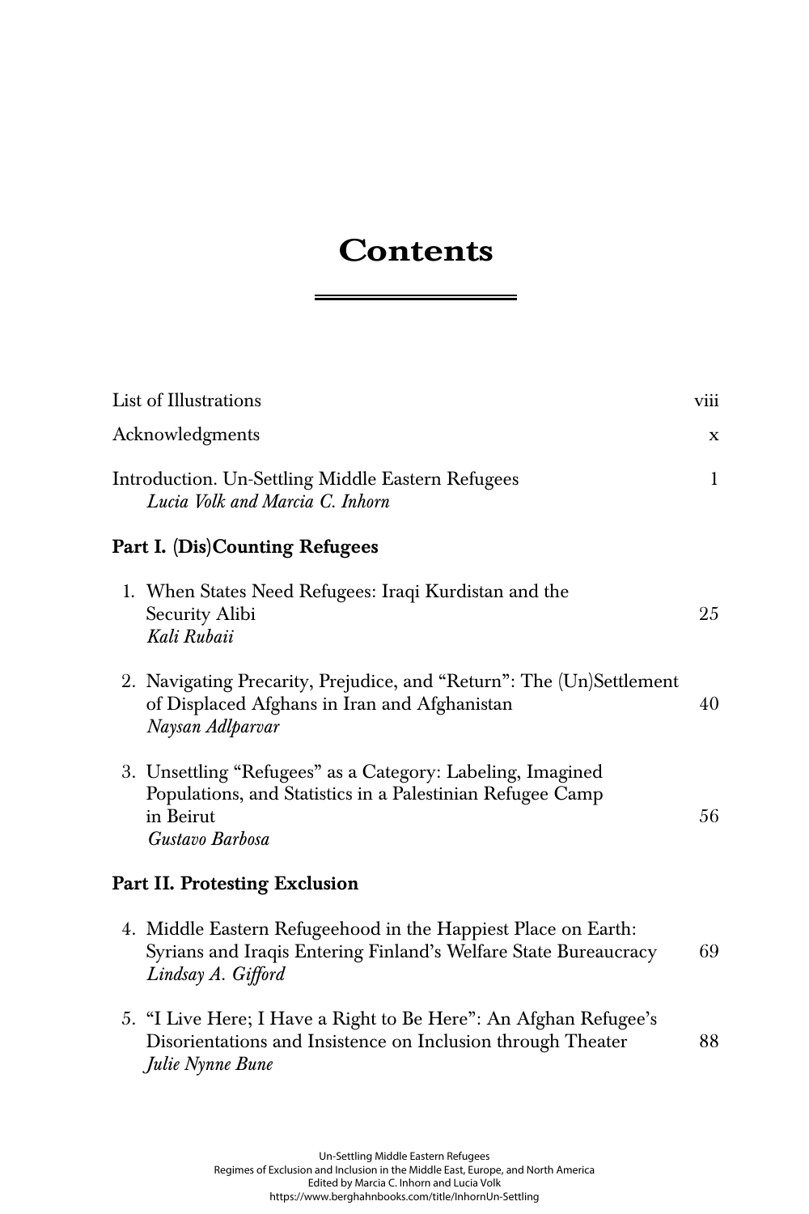# Contents

List of Illustrations viii

Acknowledgments x

Introduction. Un-Settling Middle Eastern Refugees 1
*Lucia Volk and Marcia C. Inhorn*

**Part I. (Dis)Counting Refugees**

1. When States Need Refugees: Iraqi Kurdistan and the Security Alibi 25
   *Kali Rubaii*

2. Navigating Precarity, Prejudice, and "Return": The (Un)Settlement of Displaced Afghans in Iran and Afghanistan 40
   *Naysan Adlparvar*

3. Unsettling "Refugees" as a Category: Labeling, Imagined Populations, and Statistics in a Palestinian Refugee Camp in Beirut 56
   *Gustavo Barbosa*

**Part II. Protesting Exclusion**

4. Middle Eastern Refugeehood in the Happiest Place on Earth: Syrians and Iraqis Entering Finland's Welfare State Bureaucracy 69
   *Lindsay A. Gifford*

5. "I Live Here; I Have a Right to Be Here": An Afghan Refugee's Disorientations and Insistence on Inclusion through Theater 88
   *Julie Nynne Bune*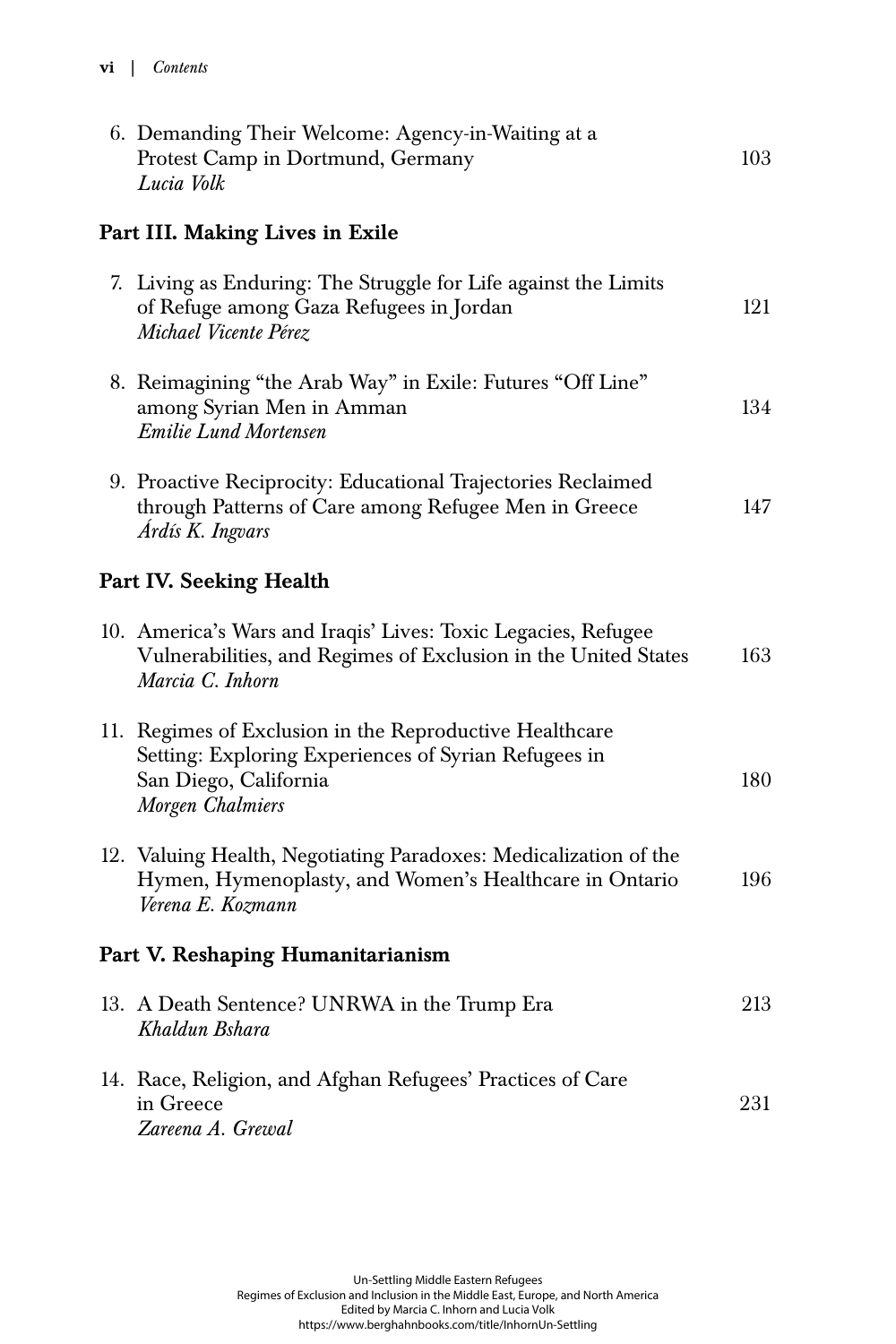6. Demanding Their Welcome: Agency-in-Waiting at a Protest Camp in Dortmund, Germany — 103
   *Lucia Volk*

## Part III. Making Lives in Exile

7. Living as Enduring: The Struggle for Life against the Limits of Refuge among Gaza Refugees in Jordan — 121
   *Michael Vicente Pérez*

8. Reimagining "the Arab Way" in Exile: Futures "Off Line" among Syrian Men in Amman — 134
   *Emilie Lund Mortensen*

9. Proactive Reciprocity: Educational Trajectories Reclaimed through Patterns of Care among Refugee Men in Greece — 147
   *Árdís K. Ingvars*

## Part IV. Seeking Health

10. America's Wars and Iraqis' Lives: Toxic Legacies, Refugee Vulnerabilities, and Regimes of Exclusion in the United States — 163
    *Marcia C. Inhorn*

11. Regimes of Exclusion in the Reproductive Healthcare Setting: Exploring Experiences of Syrian Refugees in San Diego, California — 180
    *Morgen Chalmiers*

12. Valuing Health, Negotiating Paradoxes: Medicalization of the Hymen, Hymenoplasty, and Women's Healthcare in Ontario — 196
    *Verena E. Kozmann*

## Part V. Reshaping Humanitarianism

13. A Death Sentence? UNRWA in the Trump Era — 213
    *Khaldun Bshara*

14. Race, Religion, and Afghan Refugees' Practices of Care in Greece — 231
    *Zareena A. Grewal*

Un-Settling Middle Eastern Refugees
Regimes of Exclusion and Inclusion in the Middle East, Europe, and North America
Edited by Marcia C. Inhorn and Lucia Volk
https://www.berghahnbooks.com/title/InhornUn-Settling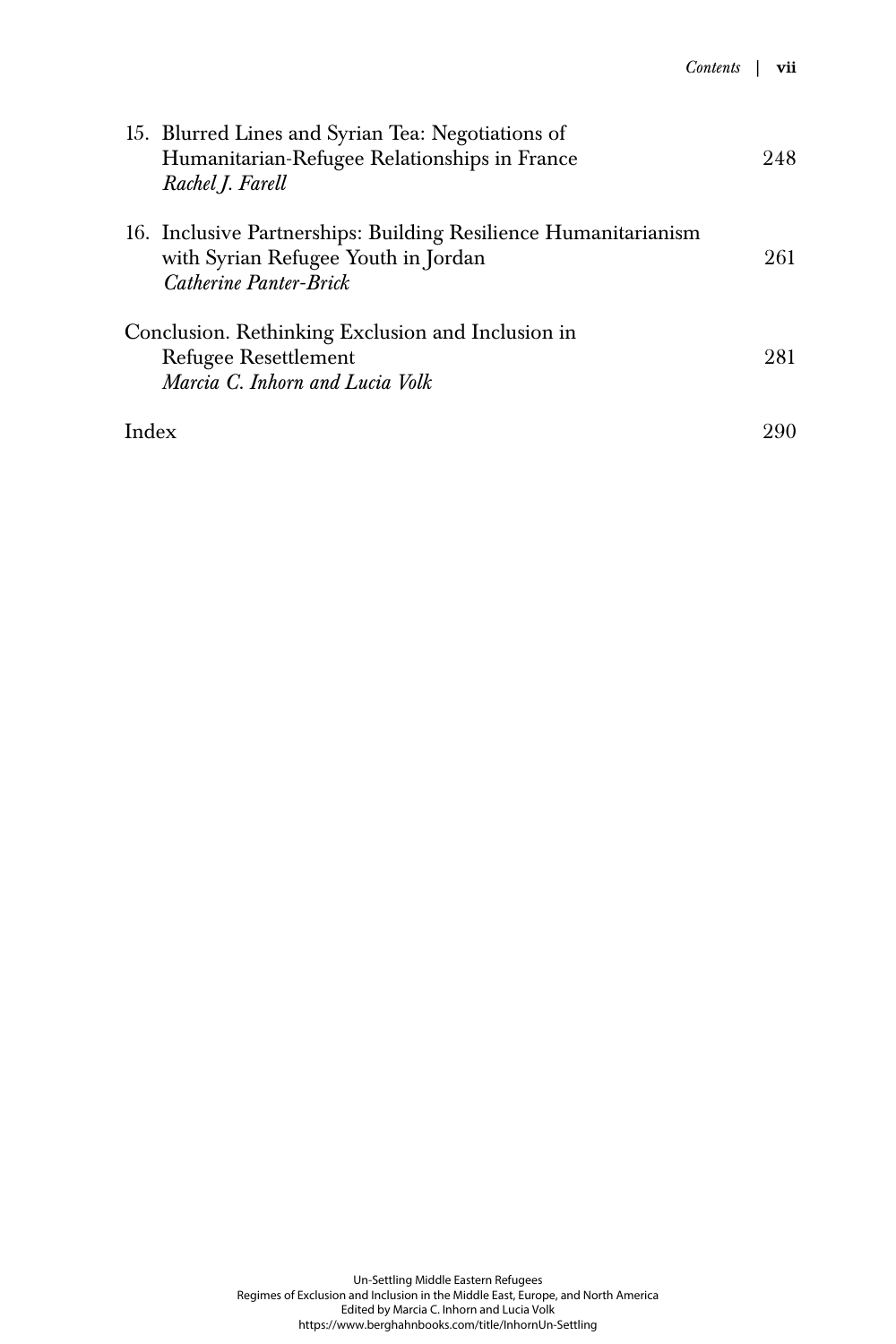15. Blurred Lines and Syrian Tea: Negotiations of Humanitarian-Refugee Relationships in France — 248
    *Rachel J. Farell*

16. Inclusive Partnerships: Building Resilience Humanitarianism with Syrian Refugee Youth in Jordan — 261
    *Catherine Panter-Brick*

Conclusion. Rethinking Exclusion and Inclusion in Refugee Resettlement — 281
*Marcia C. Inhorn and Lucia Volk*

Index — 290

Un-Settling Middle Eastern Refugees
Regimes of Exclusion and Inclusion in the Middle East, Europe, and North America
Edited by Marcia C. Inhorn and Lucia Volk
https://www.berghahnbooks.com/title/InhornUn-Settling